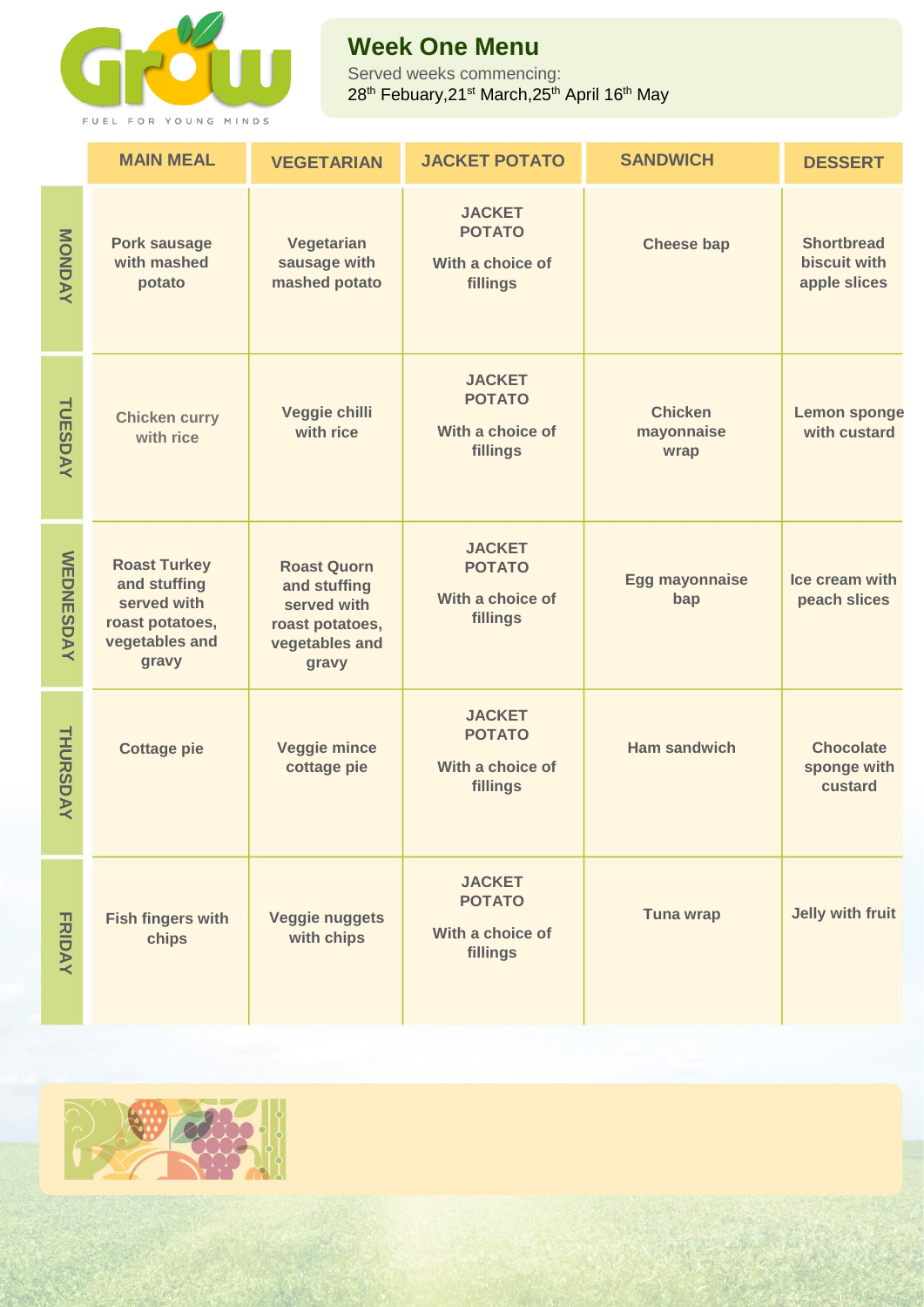# Week One Menu

Served weeks commencing:
28th Febuary,21st March,25th April 16th May

| | MAIN MEAL | VEGETARIAN | JACKET POTATO | SANDWICH | DESSERT |
|---|---|---|---|---|---|
| MONDAY | Pork sausage with mashed potato | Vegetarian sausage with mashed potato | JACKET POTATO With a choice of fillings | Cheese bap | Shortbread biscuit with apple slices |
| TUESDAY | Chicken curry with rice | Veggie chilli with rice | JACKET POTATO With a choice of fillings | Chicken mayonnaise wrap | Lemon sponge with custard |
| WEDNESDAY | Roast Turkey and stuffing served with roast potatoes, vegetables and gravy | Roast Quorn and stuffing served with roast potatoes, vegetables and gravy | JACKET POTATO With a choice of fillings | Egg mayonnaise bap | Ice cream with peach slices |
| THURSDAY | Cottage pie | Veggie mince cottage pie | JACKET POTATO With a choice of fillings | Ham sandwich | Chocolate sponge with custard |
| FRIDAY | Fish fingers with chips | Veggie nuggets with chips | JACKET POTATO With a choice of fillings | Tuna wrap | Jelly with fruit |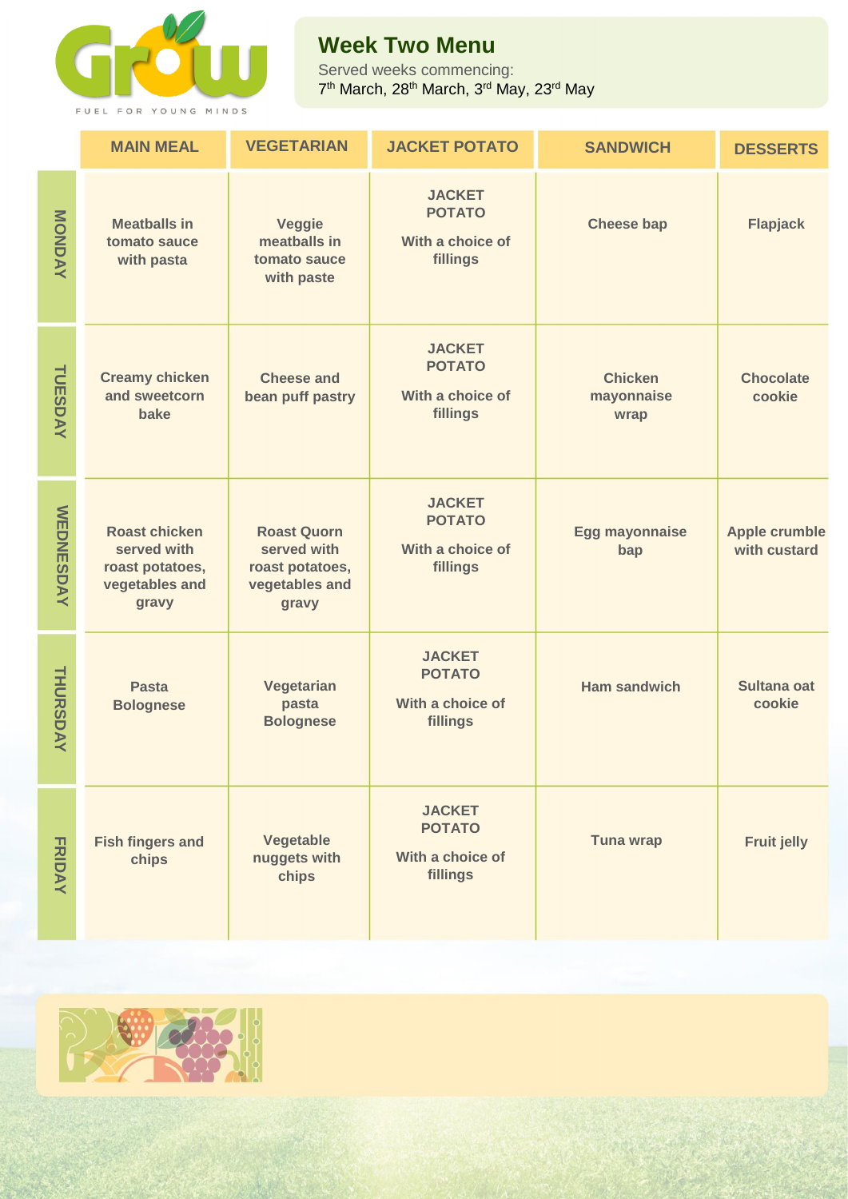# Week Two Menu

Served weeks commencing:
7th March, 28th March, 3rd May, 23rd May

| | MAIN MEAL | VEGETARIAN | JACKET POTATO | SANDWICH | DESSERTS |
|---|---|---|---|---|---|
| MONDAY | Meatballs in tomato sauce with pasta | Veggie meatballs in tomato sauce with paste | JACKET POTATO With a choice of fillings | Cheese bap | Flapjack |
| TUESDAY | Creamy chicken and sweetcorn bake | Cheese and bean puff pastry | JACKET POTATO With a choice of fillings | Chicken mayonnaise wrap | Chocolate cookie |
| WEDNESDAY | Roast chicken served with roast potatoes, vegetables and gravy | Roast Quorn served with roast potatoes, vegetables and gravy | JACKET POTATO With a choice of fillings | Egg mayonnaise bap | Apple crumble with custard |
| THURSDAY | Pasta Bolognese | Vegetarian pasta Bolognese | JACKET POTATO With a choice of fillings | Ham sandwich | Sultana oat cookie |
| FRIDAY | Fish fingers and chips | Vegetable nuggets with chips | JACKET POTATO With a choice of fillings | Tuna wrap | Fruit jelly |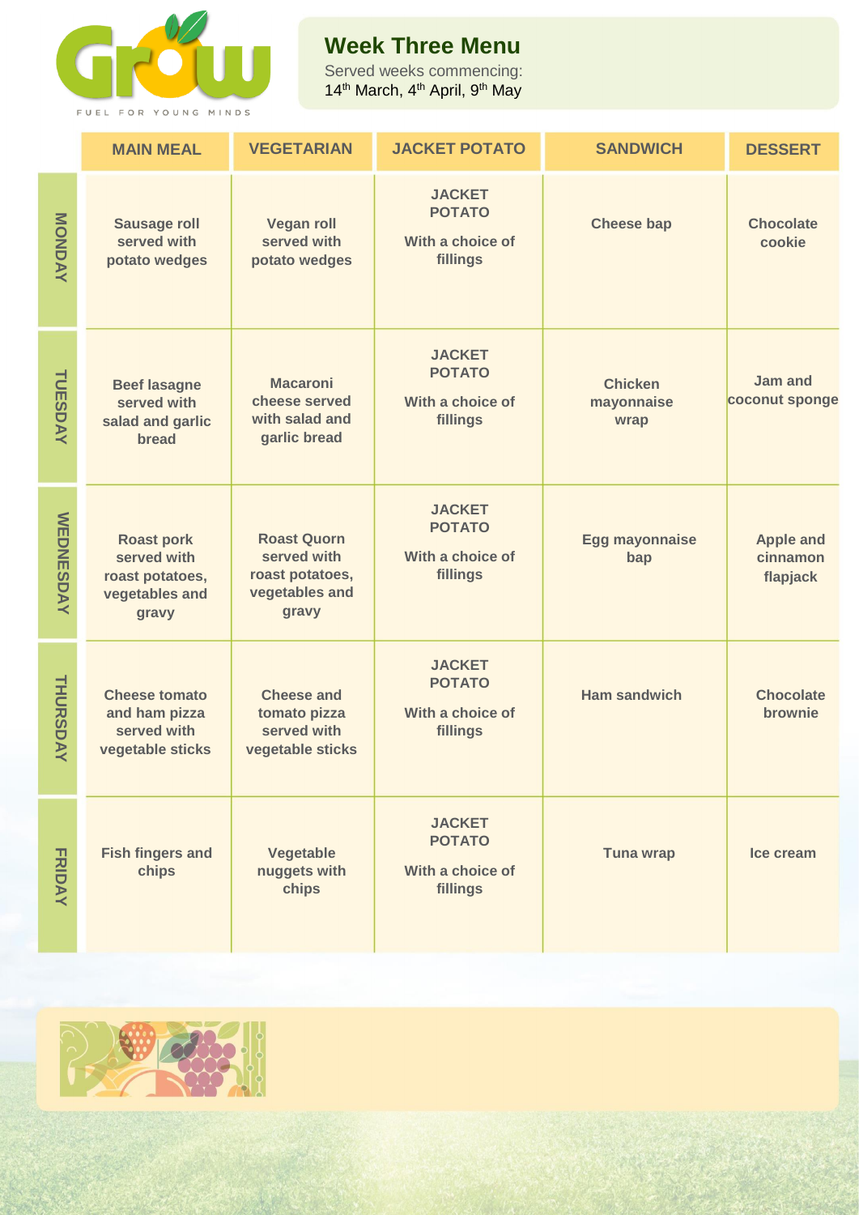# Week Three Menu

Served weeks commencing:
14th March, 4th April, 9th May

| | MAIN MEAL | VEGETARIAN | JACKET POTATO | SANDWICH | DESSERT |
|---|---|---|---|---|---|
| MONDAY | Sausage roll served with potato wedges | Vegan roll served with potato wedges | JACKET POTATO With a choice of fillings | Cheese bap | Chocolate cookie |
| TUESDAY | Beef lasagne served with salad and garlic bread | Macaroni cheese served with salad and garlic bread | JACKET POTATO With a choice of fillings | Chicken mayonnaise wrap | Jam and coconut sponge |
| WEDNESDAY | Roast pork served with roast potatoes, vegetables and gravy | Roast Quorn served with roast potatoes, vegetables and gravy | JACKET POTATO With a choice of fillings | Egg mayonnaise bap | Apple and cinnamon flapjack |
| THURSDAY | Cheese tomato and ham pizza served with vegetable sticks | Cheese and tomato pizza served with vegetable sticks | JACKET POTATO With a choice of fillings | Ham sandwich | Chocolate brownie |
| FRIDAY | Fish fingers and chips | Vegetable nuggets with chips | JACKET POTATO With a choice of fillings | Tuna wrap | Ice cream |